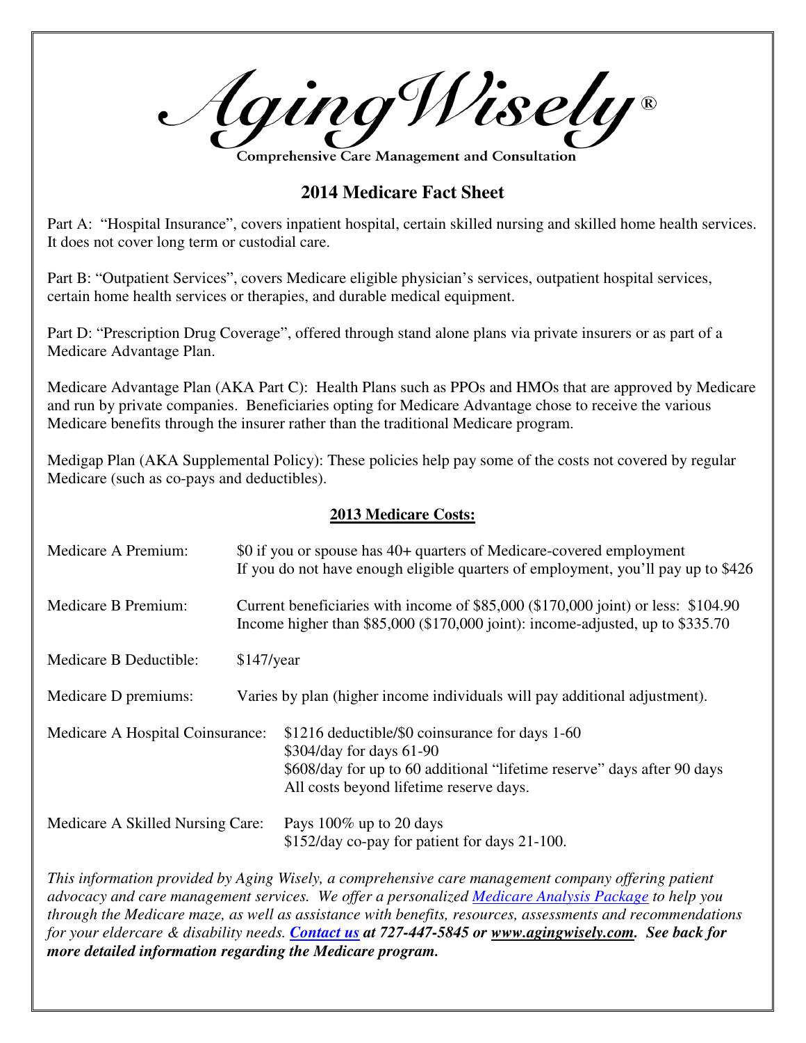# AgingWisely®

Comprehensive Care Management and Consultation

## 2014 Medicare Fact Sheet

Part A: "Hospital Insurance", covers inpatient hospital, certain skilled nursing and skilled home health services. It does not cover long term or custodial care.

Part B: "Outpatient Services", covers Medicare eligible physician's services, outpatient hospital services, certain home health services or therapies, and durable medical equipment.

Part D: "Prescription Drug Coverage", offered through stand alone plans via private insurers or as part of a Medicare Advantage Plan.

Medicare Advantage Plan (AKA Part C): Health Plans such as PPOs and HMOs that are approved by Medicare and run by private companies. Beneficiaries opting for Medicare Advantage chose to receive the various Medicare benefits through the insurer rather than the traditional Medicare program.

Medigap Plan (AKA Supplemental Policy): These policies help pay some of the costs not covered by regular Medicare (such as co-pays and deductibles).

### <u>2013 Medicare Costs:</u>

| | |
|---|---|
| Medicare A Premium: | $0 if you or spouse has 40+ quarters of Medicare-covered employment<br>If you do not have enough eligible quarters of employment, you'll pay up to $426 |
| Medicare B Premium: | Current beneficiaries with income of $85,000 ($170,000 joint) or less: $104.90<br>Income higher than $85,000 ($170,000 joint): income-adjusted, up to $335.70 |
| Medicare B Deductible: | $147/year |
| Medicare D premiums: | Varies by plan (higher income individuals will pay additional adjustment). |
| Medicare A Hospital Coinsurance: | $1216 deductible/$0 coinsurance for days 1-60<br>$304/day for days 61-90<br>$608/day for up to 60 additional "lifetime reserve" days after 90 days<br>All costs beyond lifetime reserve days. |
| Medicare A Skilled Nursing Care: | Pays 100% up to 20 days<br>$152/day co-pay for patient for days 21-100. |

*This information provided by Aging Wisely, a comprehensive care management company offering patient advocacy and care management services. We offer a personalized <u>Medicare Analysis Package</u> to help you through the Medicare maze, as well as assistance with benefits, resources, assessments and recommendations for your eldercare & disability needs.* ***<u>Contact us</u> at 727-447-5845 or <u>www.agingwisely.com</u>. See back for more detailed information regarding the Medicare program.***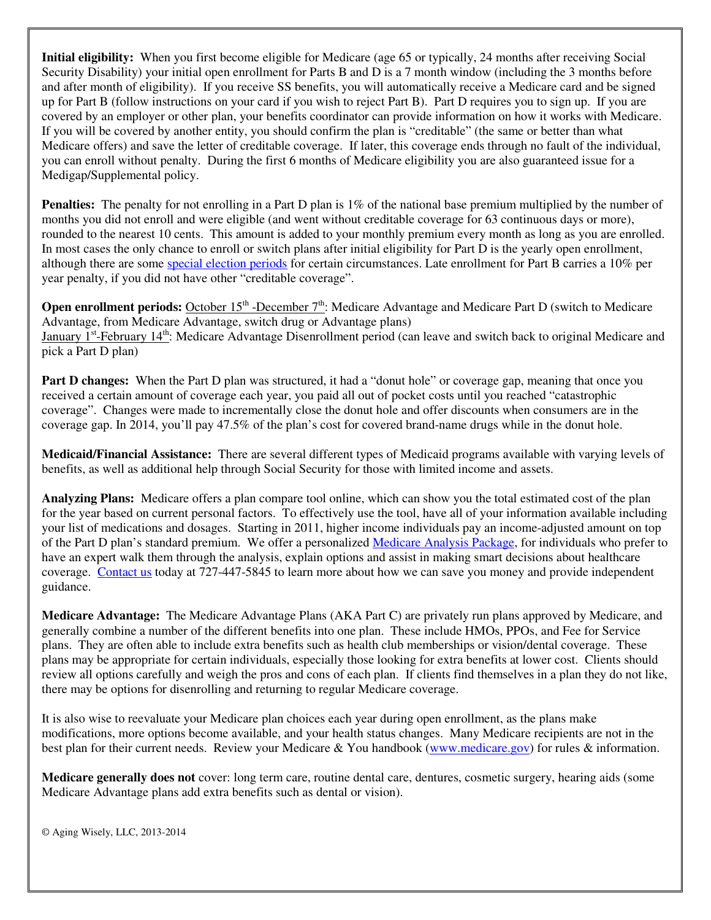**Initial eligibility:** When you first become eligible for Medicare (age 65 or typically, 24 months after receiving Social Security Disability) your initial open enrollment for Parts B and D is a 7 month window (including the 3 months before and after month of eligibility). If you receive SS benefits, you will automatically receive a Medicare card and be signed up for Part B (follow instructions on your card if you wish to reject Part B). Part D requires you to sign up. If you are covered by an employer or other plan, your benefits coordinator can provide information on how it works with Medicare. If you will be covered by another entity, you should confirm the plan is "creditable" (the same or better than what Medicare offers) and save the letter of creditable coverage. If later, this coverage ends through no fault of the individual, you can enroll without penalty. During the first 6 months of Medicare eligibility you are also guaranteed issue for a Medigap/Supplemental policy.

**Penalties:** The penalty for not enrolling in a Part D plan is 1% of the national base premium multiplied by the number of months you did not enroll and were eligible (and went without creditable coverage for 63 continuous days or more), rounded to the nearest 10 cents. This amount is added to your monthly premium every month as long as you are enrolled. In most cases the only chance to enroll or switch plans after initial eligibility for Part D is the yearly open enrollment, although there are some special election periods for certain circumstances. Late enrollment for Part B carries a 10% per year penalty, if you did not have other "creditable coverage".

**Open enrollment periods:** October 15th -December 7th: Medicare Advantage and Medicare Part D (switch to Medicare Advantage, from Medicare Advantage, switch drug or Advantage plans)
January 1st-February 14th: Medicare Advantage Disenrollment period (can leave and switch back to original Medicare and pick a Part D plan)

**Part D changes:** When the Part D plan was structured, it had a "donut hole" or coverage gap, meaning that once you received a certain amount of coverage each year, you paid all out of pocket costs until you reached "catastrophic coverage". Changes were made to incrementally close the donut hole and offer discounts when consumers are in the coverage gap. In 2014, you'll pay 47.5% of the plan's cost for covered brand-name drugs while in the donut hole.

**Medicaid/Financial Assistance:** There are several different types of Medicaid programs available with varying levels of benefits, as well as additional help through Social Security for those with limited income and assets.

**Analyzing Plans:** Medicare offers a plan compare tool online, which can show you the total estimated cost of the plan for the year based on current personal factors. To effectively use the tool, have all of your information available including your list of medications and dosages. Starting in 2011, higher income individuals pay an income-adjusted amount on top of the Part D plan's standard premium. We offer a personalized Medicare Analysis Package, for individuals who prefer to have an expert walk them through the analysis, explain options and assist in making smart decisions about healthcare coverage. Contact us today at 727-447-5845 to learn more about how we can save you money and provide independent guidance.

**Medicare Advantage:** The Medicare Advantage Plans (AKA Part C) are privately run plans approved by Medicare, and generally combine a number of the different benefits into one plan. These include HMOs, PPOs, and Fee for Service plans. They are often able to include extra benefits such as health club memberships or vision/dental coverage. These plans may be appropriate for certain individuals, especially those looking for extra benefits at lower cost. Clients should review all options carefully and weigh the pros and cons of each plan. If clients find themselves in a plan they do not like, there may be options for disenrolling and returning to regular Medicare coverage.

It is also wise to reevaluate your Medicare plan choices each year during open enrollment, as the plans make modifications, more options become available, and your health status changes. Many Medicare recipients are not in the best plan for their current needs. Review your Medicare & You handbook (www.medicare.gov) for rules & information.

**Medicare generally does not** cover: long term care, routine dental care, dentures, cosmetic surgery, hearing aids (some Medicare Advantage plans add extra benefits such as dental or vision).

© Aging Wisely, LLC, 2013-2014